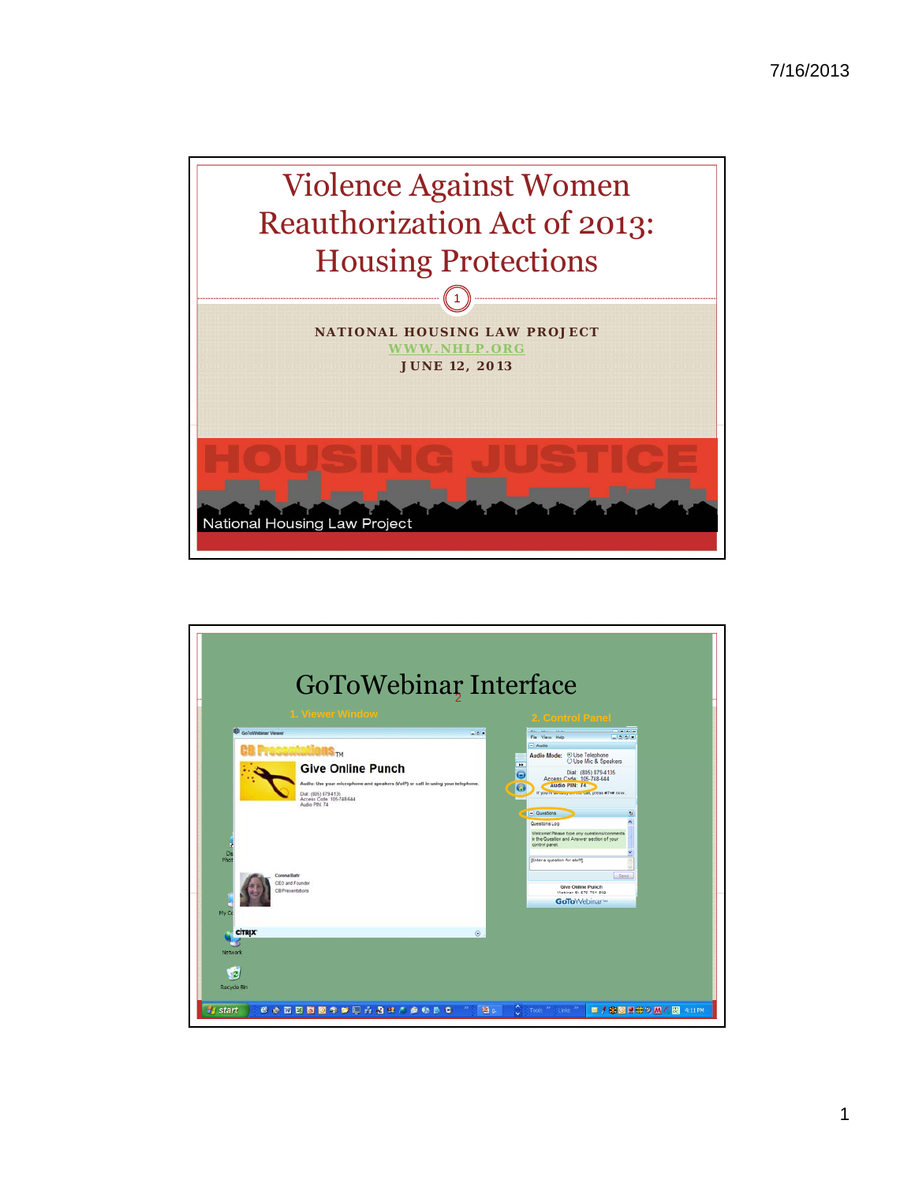# Violence Against Women Reauthorization Act of 2013: Housing Protections

NATIONAL HOUSING LAW PROJECT

WWW.NHLP.ORG

JUNE 12, 2013

HOUSING JUSTICE

National Housing Law Project

## GoToWebinar Interface

1. Viewer Window

2. Control Panel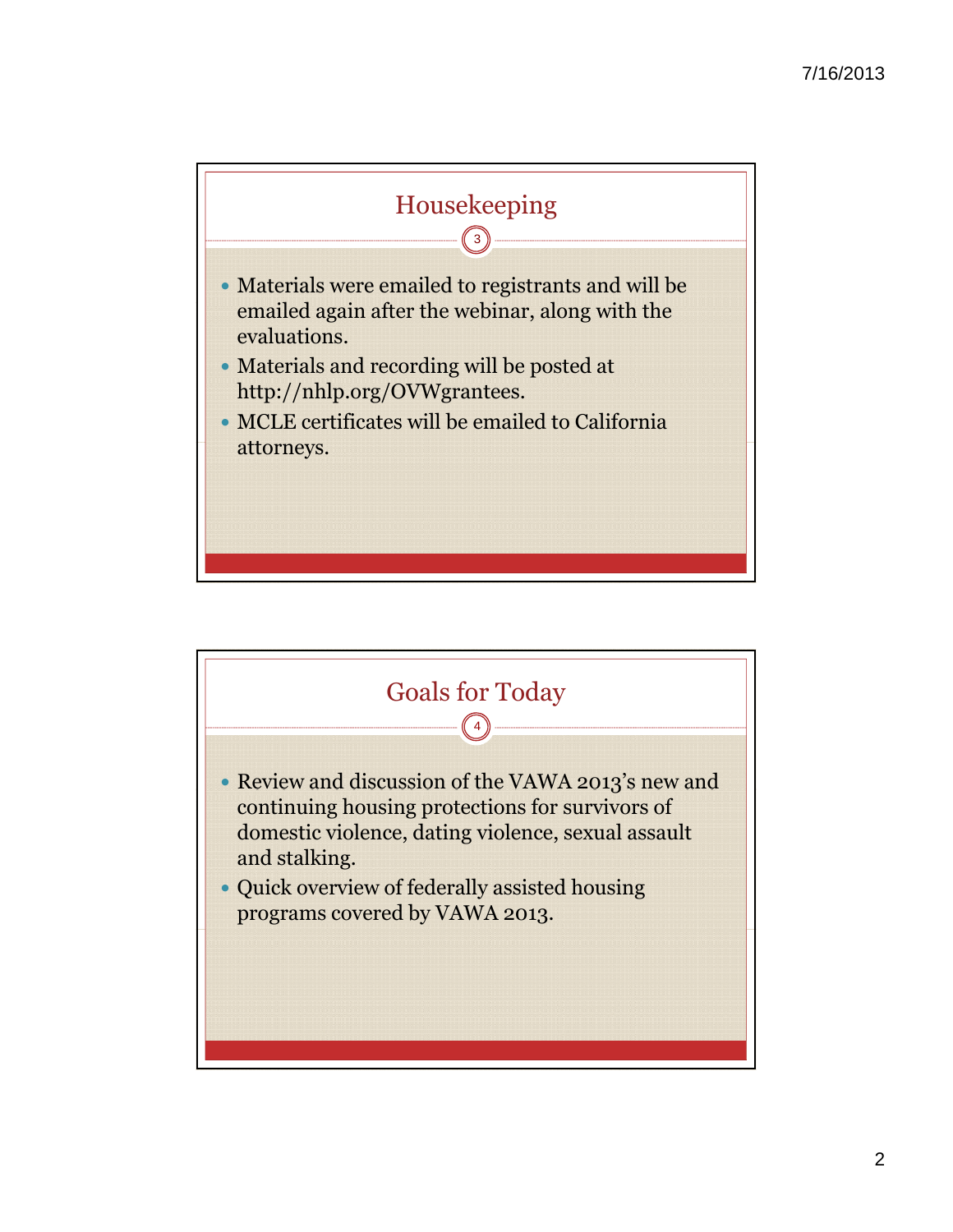## Housekeeping

- Materials were emailed to registrants and will be emailed again after the webinar, along with the evaluations.
- Materials and recording will be posted at http://nhlp.org/OVWgrantees.
- MCLE certificates will be emailed to California attorneys.

## Goals for Today

- Review and discussion of the VAWA 2013's new and continuing housing protections for survivors of domestic violence, dating violence, sexual assault and stalking.
- Quick overview of federally assisted housing programs covered by VAWA 2013.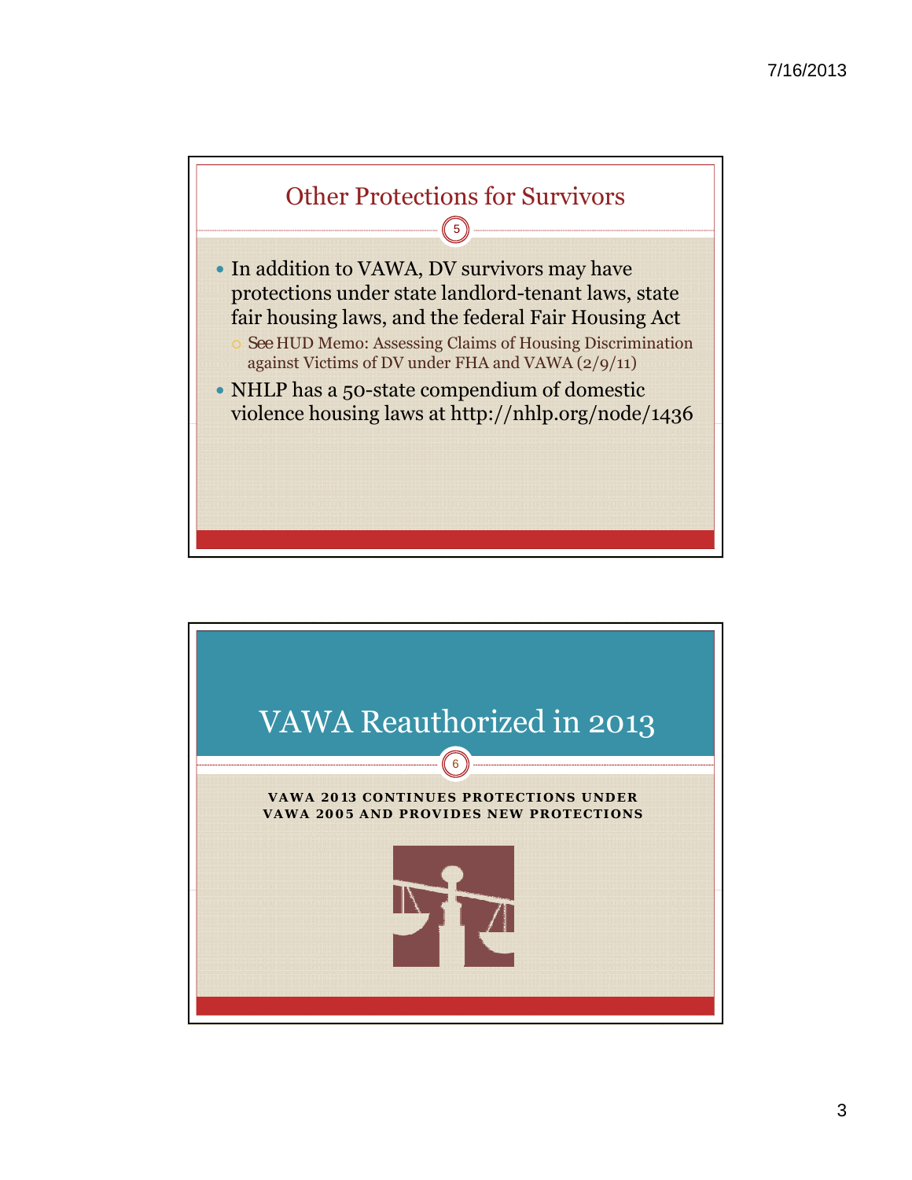## Other Protections for Survivors

- In addition to VAWA, DV survivors may have protections under state landlord-tenant laws, state fair housing laws, and the federal Fair Housing Act
  - *See* HUD Memo: Assessing Claims of Housing Discrimination against Victims of DV under FHA and VAWA (2/9/11)
- NHLP has a 50-state compendium of domestic violence housing laws at http://nhlp.org/node/1436

## VAWA Reauthorized in 2013

**VAWA 2013 CONTINUES PROTECTIONS UNDER VAWA 2005 AND PROVIDES NEW PROTECTIONS**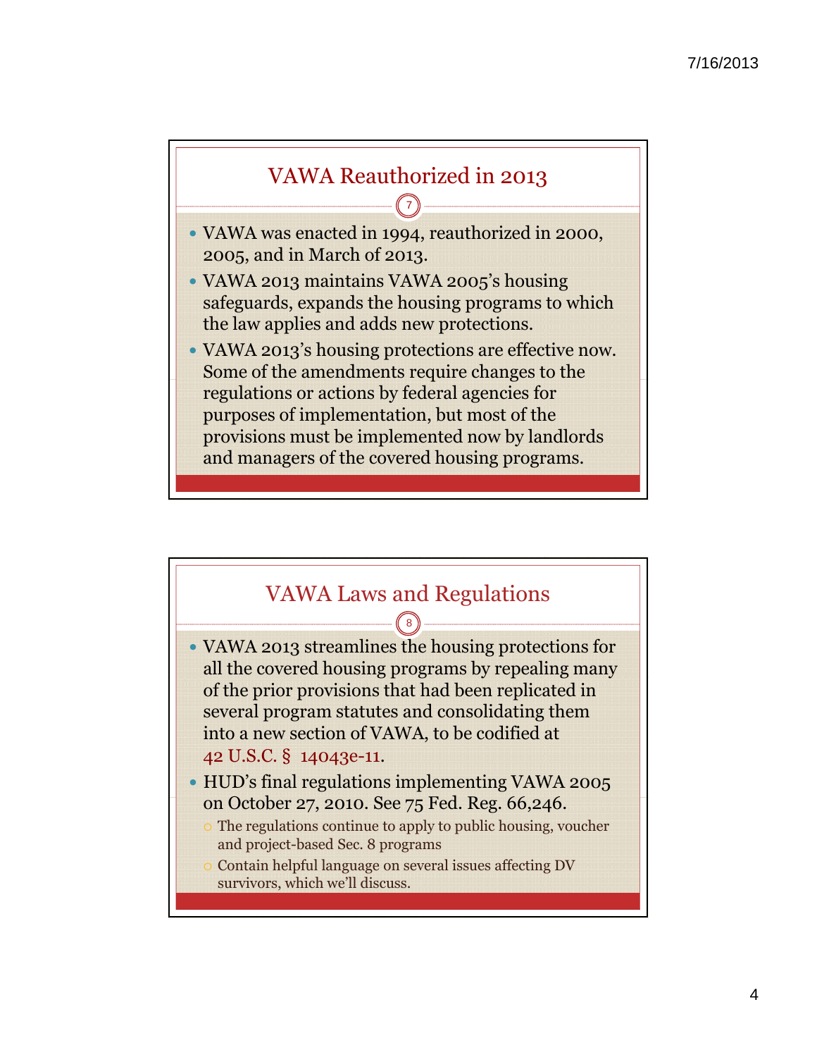## VAWA Reauthorized in 2013

- VAWA was enacted in 1994, reauthorized in 2000, 2005, and in March of 2013.
- VAWA 2013 maintains VAWA 2005's housing safeguards, expands the housing programs to which the law applies and adds new protections.
- VAWA 2013's housing protections are effective now. Some of the amendments require changes to the regulations or actions by federal agencies for purposes of implementation, but most of the provisions must be implemented now by landlords and managers of the covered housing programs.

## VAWA Laws and Regulations

- VAWA 2013 streamlines the housing protections for all the covered housing programs by repealing many of the prior provisions that had been replicated in several program statutes and consolidating them into a new section of VAWA, to be codified at 42 U.S.C. § 14043e-11.
- HUD's final regulations implementing VAWA 2005 on October 27, 2010. See 75 Fed. Reg. 66,246.
  - The regulations continue to apply to public housing, voucher and project-based Sec. 8 programs
  - Contain helpful language on several issues affecting DV survivors, which we'll discuss.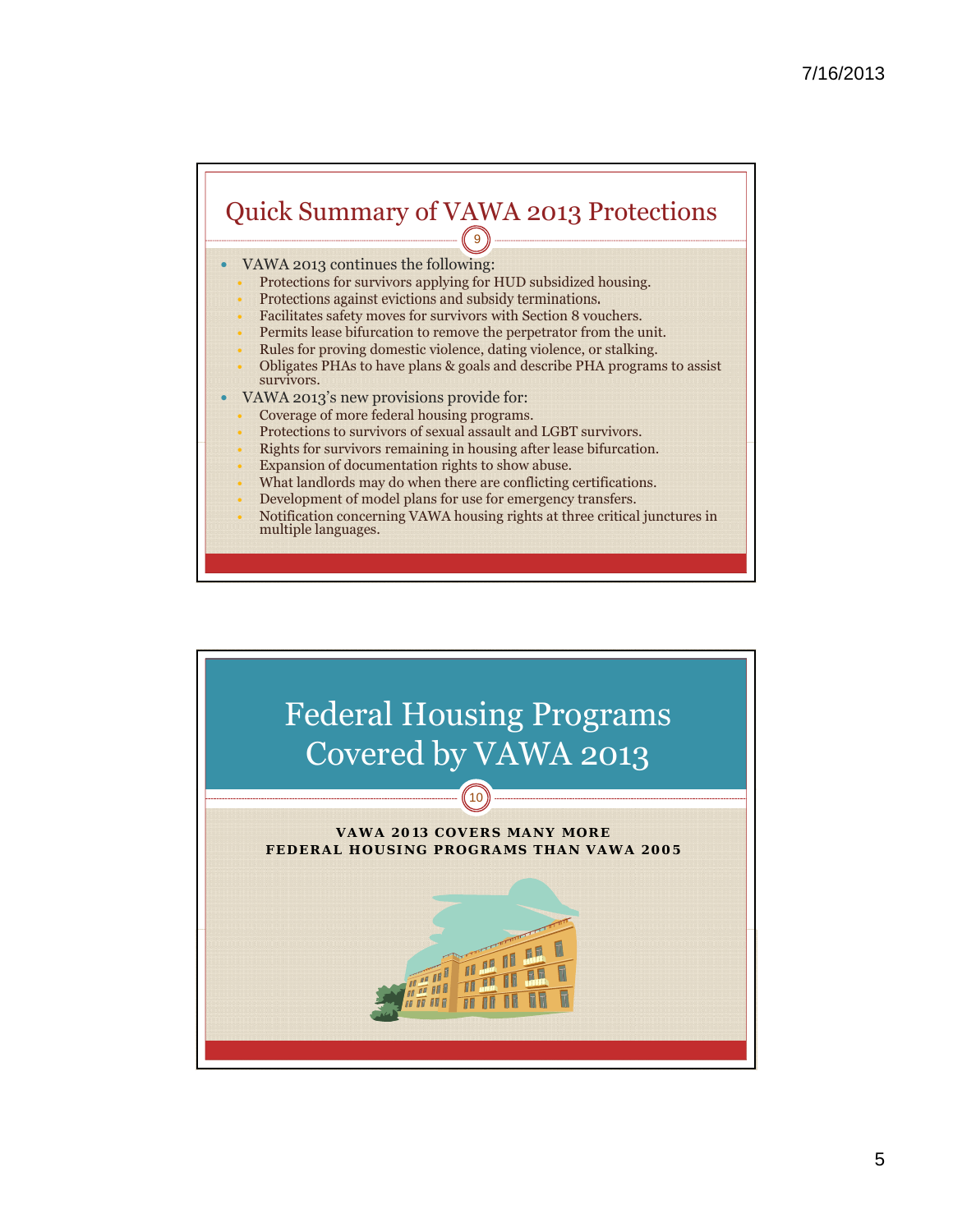## Quick Summary of VAWA 2013 Protections

- VAWA 2013 continues the following:
  - Protections for survivors applying for HUD subsidized housing.
  - Protections against evictions and subsidy terminations.
  - Facilitates safety moves for survivors with Section 8 vouchers.
  - Permits lease bifurcation to remove the perpetrator from the unit.
  - Rules for proving domestic violence, dating violence, or stalking.
  - Obligates PHAs to have plans & goals and describe PHA programs to assist survivors.
- VAWA 2013's new provisions provide for:
  - Coverage of more federal housing programs.
  - Protections to survivors of sexual assault and LGBT survivors.
  - Rights for survivors remaining in housing after lease bifurcation.
  - Expansion of documentation rights to show abuse.
  - What landlords may do when there are conflicting certifications.
  - Development of model plans for use for emergency transfers.
  - Notification concerning VAWA housing rights at three critical junctures in multiple languages.

## Federal Housing Programs Covered by VAWA 2013

**VAWA 2013 COVERS MANY MORE FEDERAL HOUSING PROGRAMS THAN VAWA 2005**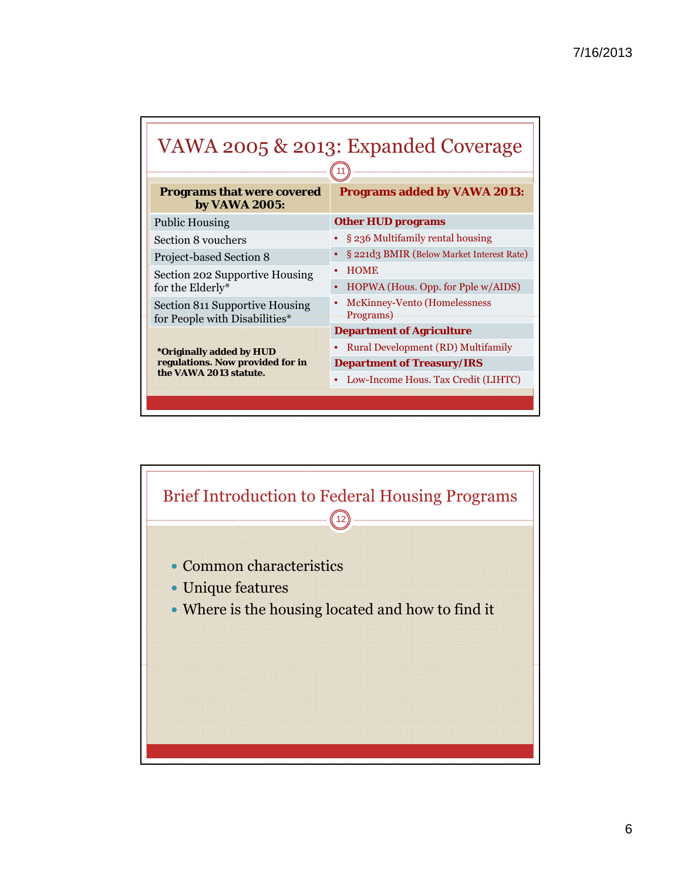## VAWA 2005 & 2013: Expanded Coverage

| Programs that were covered by VAWA 2005: | Programs added by VAWA 2013: |
|---|---|
| Public Housing | **Other HUD programs** |
| Section 8 vouchers | • § 236 Multifamily rental housing |
| Project-based Section 8 | • § 221d3 BMIR (Below Market Interest Rate) |
| Section 202 Supportive Housing for the Elderly* | • HOME |
| | • HOPWA (Hous. Opp. for Pple w/AIDS) |
| Section 811 Supportive Housing for People with Disabilities* | • McKinney-Vento (Homelessness Programs) |
| | **Department of Agriculture** |
| | • Rural Development (RD) Multifamily |
| | **Department of Treasury/IRS** |
| | • Low-Income Hous. Tax Credit (LIHTC) |

***Originally added by HUD regulations. Now provided for in the VAWA 2013 statute.**

## Brief Introduction to Federal Housing Programs

- Common characteristics
- Unique features
- Where is the housing located and how to find it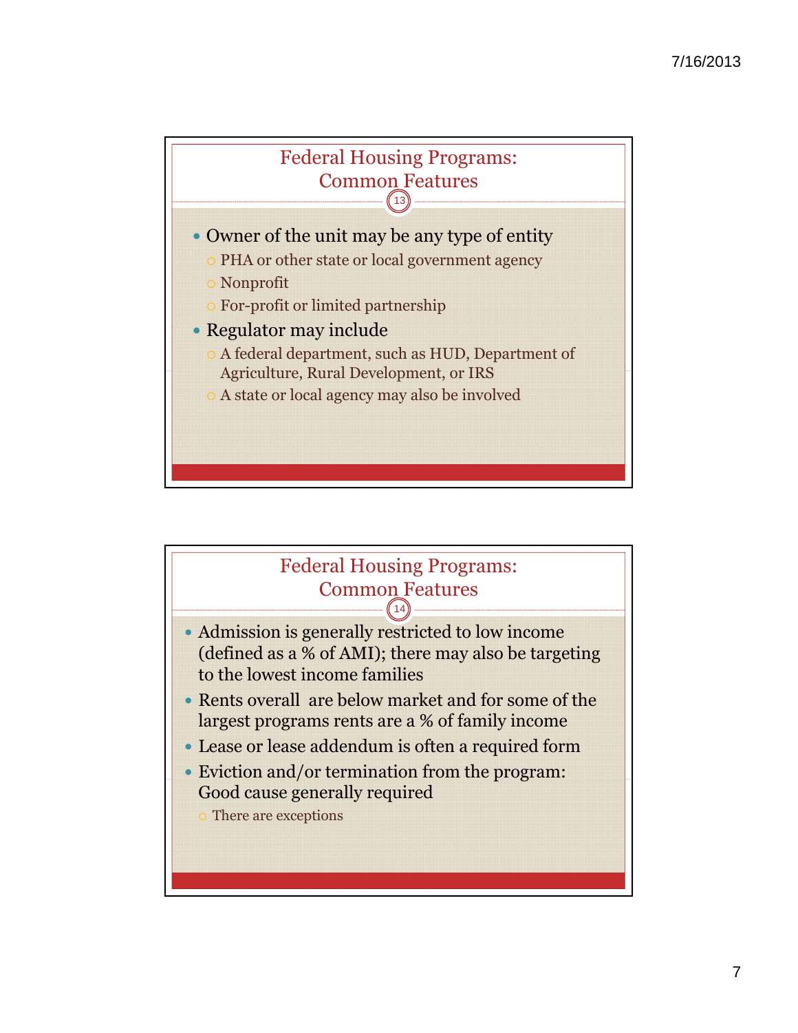## Federal Housing Programs: Common Features

- Owner of the unit may be any type of entity
  - PHA or other state or local government agency
  - Nonprofit
  - For-profit or limited partnership
- Regulator may include
  - A federal department, such as HUD, Department of Agriculture, Rural Development, or IRS
  - A state or local agency may also be involved

## Federal Housing Programs: Common Features

- Admission is generally restricted to low income (defined as a % of AMI); there may also be targeting to the lowest income families
- Rents overall are below market and for some of the largest programs rents are a % of family income
- Lease or lease addendum is often a required form
- Eviction and/or termination from the program: Good cause generally required
  - There are exceptions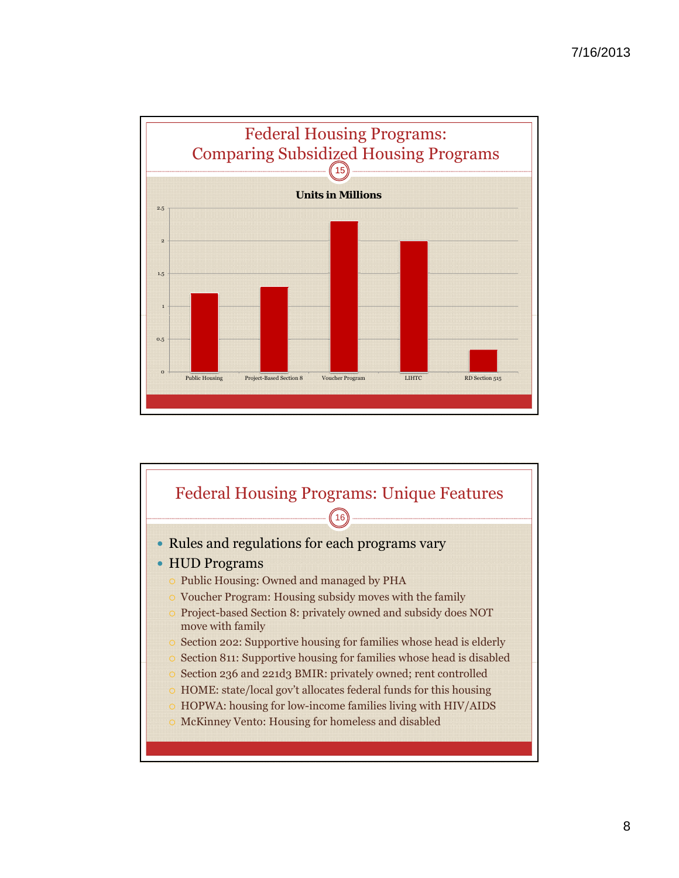## Federal Housing Programs: Comparing Subsidized Housing Programs

**Units in Millions**

| Program | Units (Millions) |
|---|---|
| Public Housing | 1.2 |
| Project-Based Section 8 | 1.3 |
| Voucher Program | 2.3 |
| LIHTC | 2 |
| RD Section 515 | 0.35 |

## Federal Housing Programs: Unique Features

- Rules and regulations for each programs vary
- HUD Programs
  - Public Housing: Owned and managed by PHA
  - Voucher Program: Housing subsidy moves with the family
  - Project-based Section 8: privately owned and subsidy does NOT move with family
  - Section 202: Supportive housing for families whose head is elderly
  - Section 811: Supportive housing for families whose head is disabled
  - Section 236 and 221d3 BMIR: privately owned; rent controlled
  - HOME: state/local gov't allocates federal funds for this housing
  - HOPWA: housing for low-income families living with HIV/AIDS
  - McKinney Vento: Housing for homeless and disabled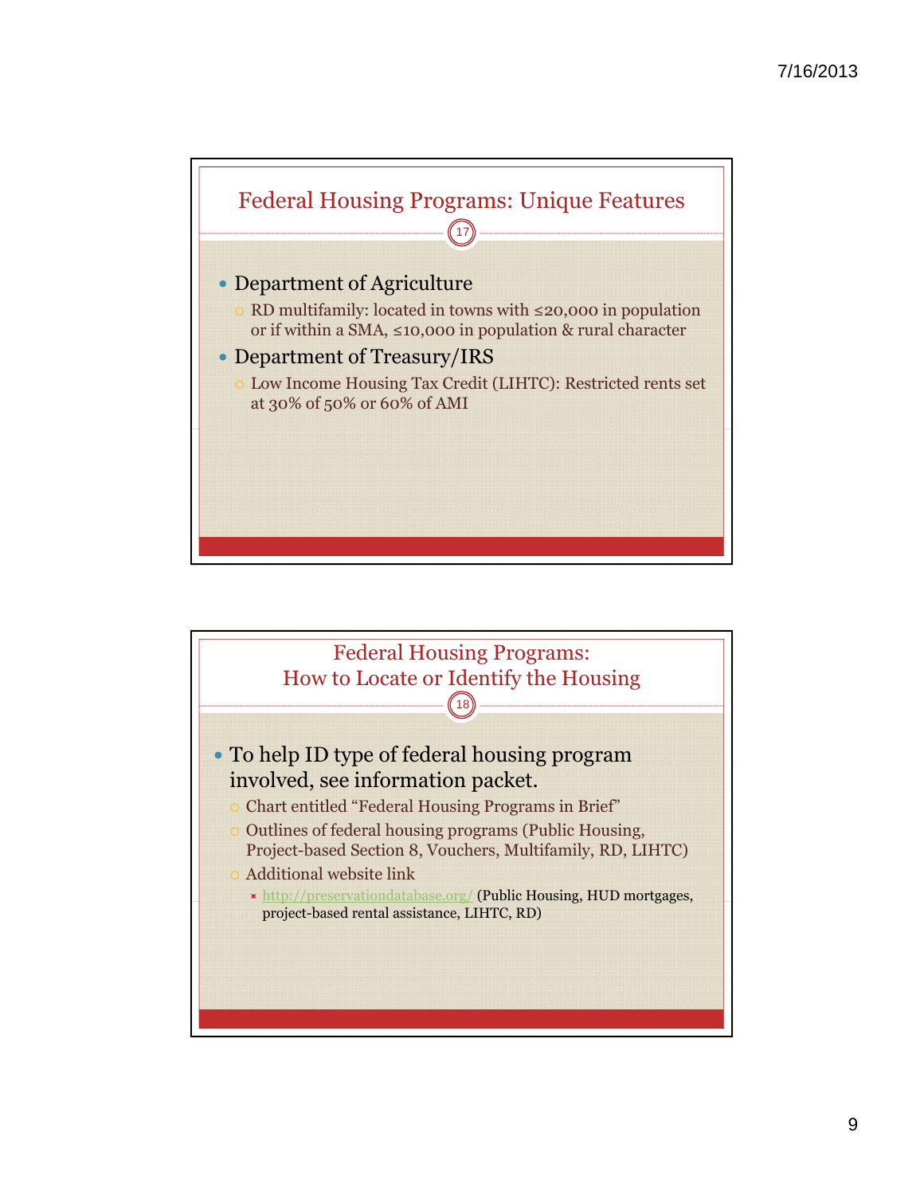## Federal Housing Programs: Unique Features

- Department of Agriculture
  - RD multifamily: located in towns with ≤20,000 in population or if within a SMA, ≤10,000 in population & rural character
- Department of Treasury/IRS
  - Low Income Housing Tax Credit (LIHTC): Restricted rents set at 30% of 50% or 60% of AMI

## Federal Housing Programs: How to Locate or Identify the Housing

- To help ID type of federal housing program involved, see information packet.
  - Chart entitled "Federal Housing Programs in Brief"
  - Outlines of federal housing programs (Public Housing, Project-based Section 8, Vouchers, Multifamily, RD, LIHTC)
  - Additional website link
    - http://preservationdatabase.org/ (Public Housing, HUD mortgages, project-based rental assistance, LIHTC, RD)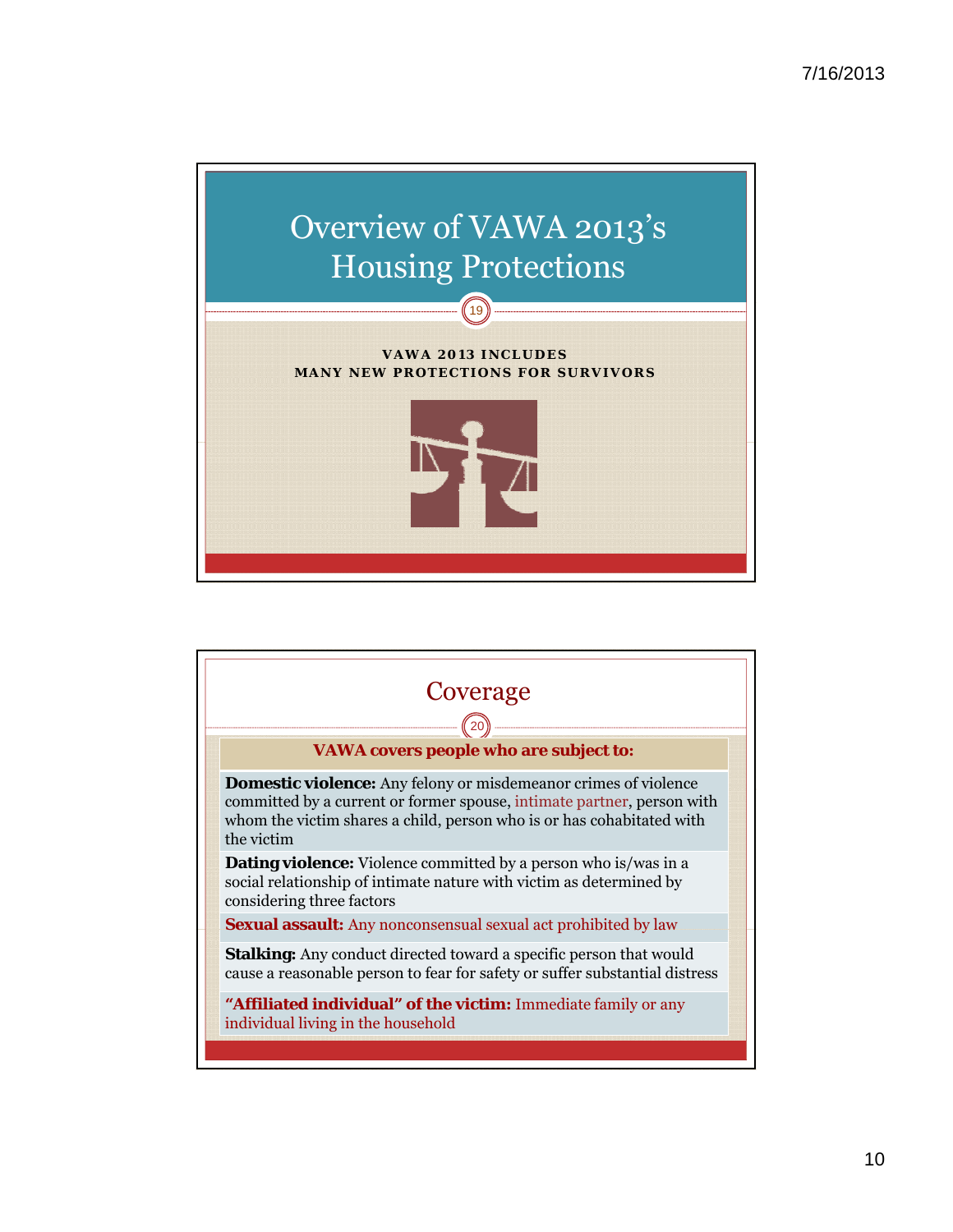# Overview of VAWA 2013's Housing Protections

**VAWA 2013 INCLUDES MANY NEW PROTECTIONS FOR SURVIVORS**

# Coverage

| VAWA covers people who are subject to: |
|---|
| **Domestic violence:** Any felony or misdemeanor crimes of violence committed by a current or former spouse, intimate partner, person with whom the victim shares a child, person who is or has cohabitated with the victim |
| **Dating violence:** Violence committed by a person who is/was in a social relationship of intimate nature with victim as determined by considering three factors |
| **Sexual assault:** Any nonconsensual sexual act prohibited by law |
| **Stalking:** Any conduct directed toward a specific person that would cause a reasonable person to fear for safety or suffer substantial distress |
| **"Affiliated individual" of the victim:** Immediate family or any individual living in the household |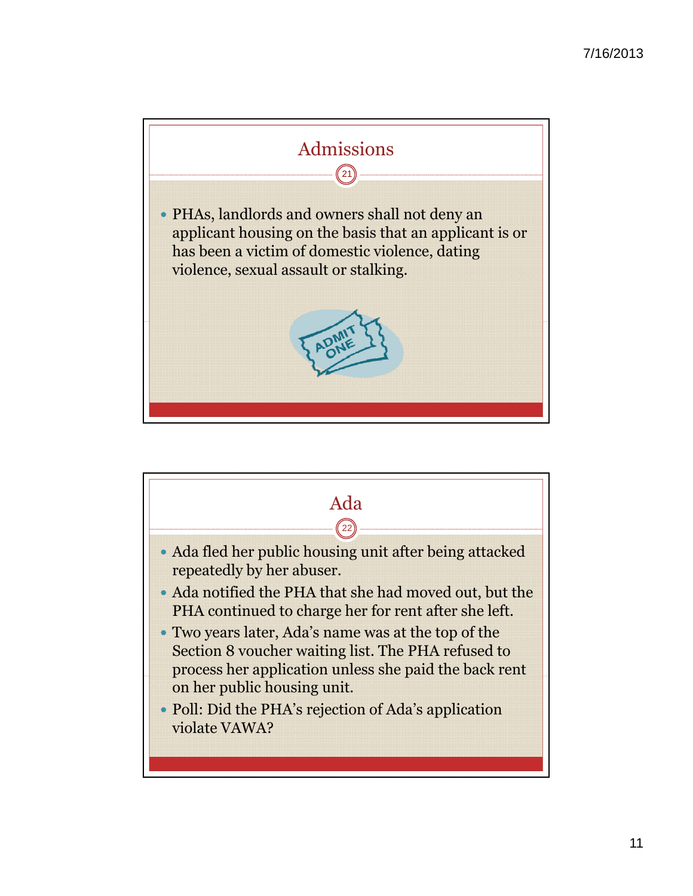## Admissions

- PHAs, landlords and owners shall not deny an applicant housing on the basis that an applicant is or has been a victim of domestic violence, dating violence, sexual assault or stalking.

## Ada

- Ada fled her public housing unit after being attacked repeatedly by her abuser.
- Ada notified the PHA that she had moved out, but the PHA continued to charge her for rent after she left.
- Two years later, Ada's name was at the top of the Section 8 voucher waiting list. The PHA refused to process her application unless she paid the back rent on her public housing unit.
- Poll: Did the PHA's rejection of Ada's application violate VAWA?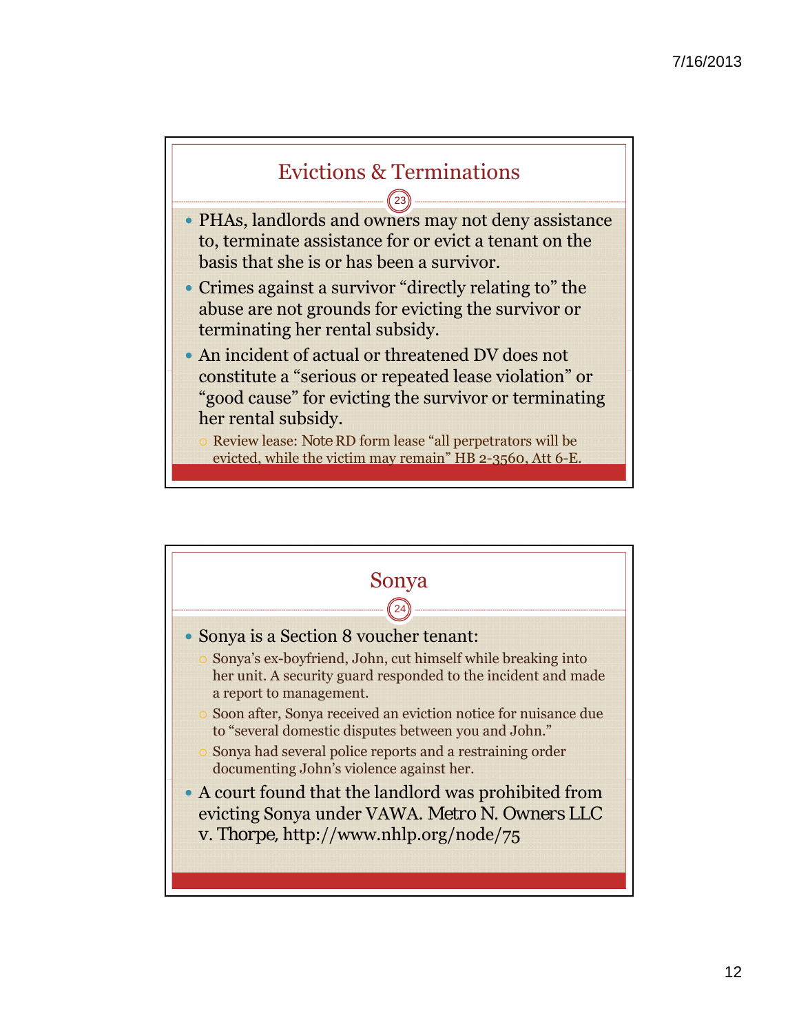## Evictions & Terminations

- PHAs, landlords and owners may not deny assistance to, terminate assistance for or evict a tenant on the basis that she is or has been a survivor.
- Crimes against a survivor "directly relating to" the abuse are not grounds for evicting the survivor or terminating her rental subsidy.
- An incident of actual or threatened DV does not constitute a "serious or repeated lease violation" or "good cause" for evicting the survivor or terminating her rental subsidy.
  - Review lease: Note RD form lease "all perpetrators will be evicted, while the victim may remain" HB 2-3560, Att 6-E.

## Sonya

- Sonya is a Section 8 voucher tenant:
  - Sonya's ex-boyfriend, John, cut himself while breaking into her unit. A security guard responded to the incident and made a report to management.
  - Soon after, Sonya received an eviction notice for nuisance due to "several domestic disputes between you and John."
  - Sonya had several police reports and a restraining order documenting John's violence against her.
- A court found that the landlord was prohibited from evicting Sonya under VAWA. *Metro N. Owners LLC v. Thorpe*, http://www.nhlp.org/node/75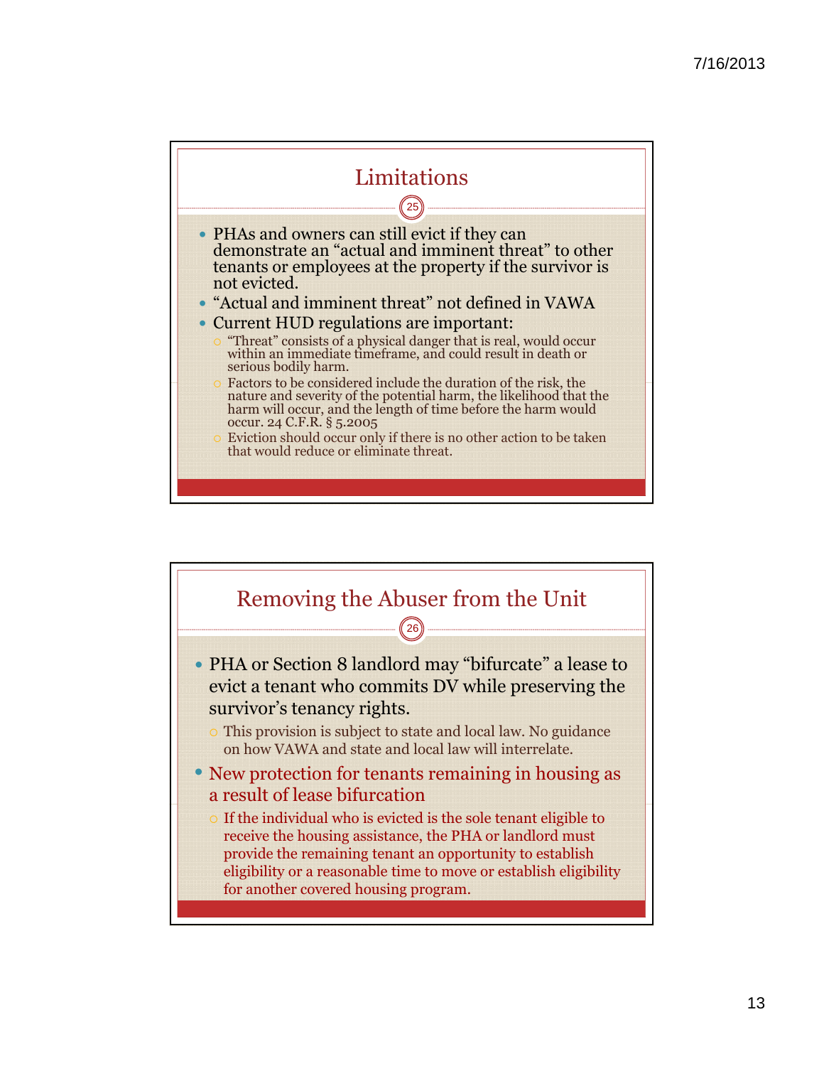## Limitations

- PHAs and owners can still evict if they can demonstrate an "actual and imminent threat" to other tenants or employees at the property if the survivor is not evicted.
- "Actual and imminent threat" not defined in VAWA
- Current HUD regulations are important:
  - "Threat" consists of a physical danger that is real, would occur within an immediate timeframe, and could result in death or serious bodily harm.
  - Factors to be considered include the duration of the risk, the nature and severity of the potential harm, the likelihood that the harm will occur, and the length of time before the harm would occur. 24 C.F.R. § 5.2005
  - Eviction should occur only if there is no other action to be taken that would reduce or eliminate threat.

## Removing the Abuser from the Unit

- PHA or Section 8 landlord may "bifurcate" a lease to evict a tenant who commits DV while preserving the survivor's tenancy rights.
  - This provision is subject to state and local law. No guidance on how VAWA and state and local law will interrelate.
- New protection for tenants remaining in housing as a result of lease bifurcation
  - If the individual who is evicted is the sole tenant eligible to receive the housing assistance, the PHA or landlord must provide the remaining tenant an opportunity to establish eligibility or a reasonable time to move or establish eligibility for another covered housing program.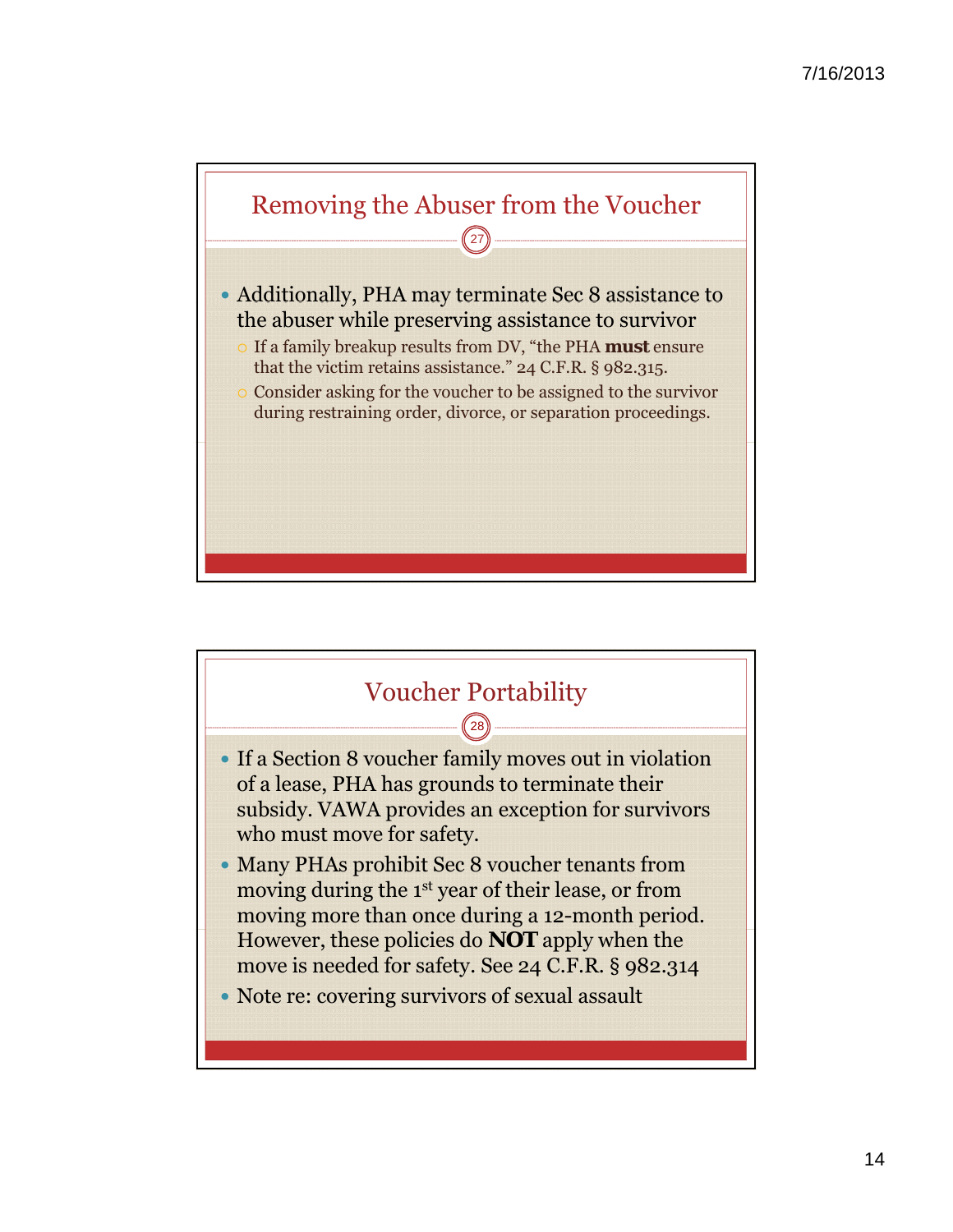## Removing the Abuser from the Voucher

- Additionally, PHA may terminate Sec 8 assistance to the abuser while preserving assistance to survivor
  - If a family breakup results from DV, "the PHA **must** ensure that the victim retains assistance." 24 C.F.R. § 982.315.
  - Consider asking for the voucher to be assigned to the survivor during restraining order, divorce, or separation proceedings.

## Voucher Portability

- If a Section 8 voucher family moves out in violation of a lease, PHA has grounds to terminate their subsidy. VAWA provides an exception for survivors who must move for safety.
- Many PHAs prohibit Sec 8 voucher tenants from moving during the 1st year of their lease, or from moving more than once during a 12-month period. However, these policies do **NOT** apply when the move is needed for safety. See 24 C.F.R. § 982.314
- Note re: covering survivors of sexual assault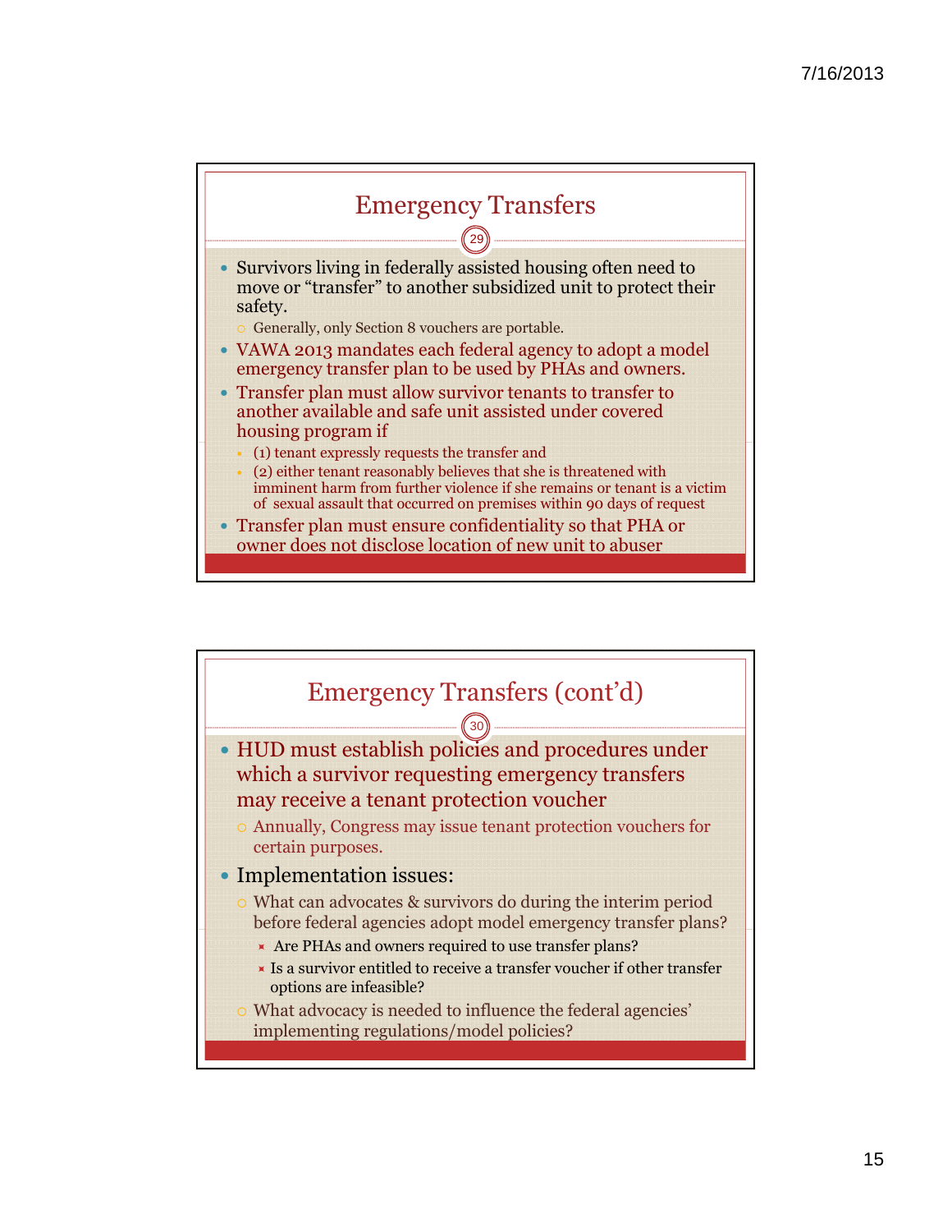## Emergency Transfers

- Survivors living in federally assisted housing often need to move or "transfer" to another subsidized unit to protect their safety.
  - Generally, only Section 8 vouchers are portable.
- VAWA 2013 mandates each federal agency to adopt a model emergency transfer plan to be used by PHAs and owners.
- Transfer plan must allow survivor tenants to transfer to another available and safe unit assisted under covered housing program if
  - (1) tenant expressly requests the transfer and
  - (2) either tenant reasonably believes that she is threatened with imminent harm from further violence if she remains or tenant is a victim of sexual assault that occurred on premises within 90 days of request
- Transfer plan must ensure confidentiality so that PHA or owner does not disclose location of new unit to abuser

## Emergency Transfers (cont'd)

- HUD must establish policies and procedures under which a survivor requesting emergency transfers may receive a tenant protection voucher
  - Annually, Congress may issue tenant protection vouchers for certain purposes.
- Implementation issues:
  - What can advocates & survivors do during the interim period before federal agencies adopt model emergency transfer plans?
    - Are PHAs and owners required to use transfer plans?
    - Is a survivor entitled to receive a transfer voucher if other transfer options are infeasible?
  - What advocacy is needed to influence the federal agencies' implementing regulations/model policies?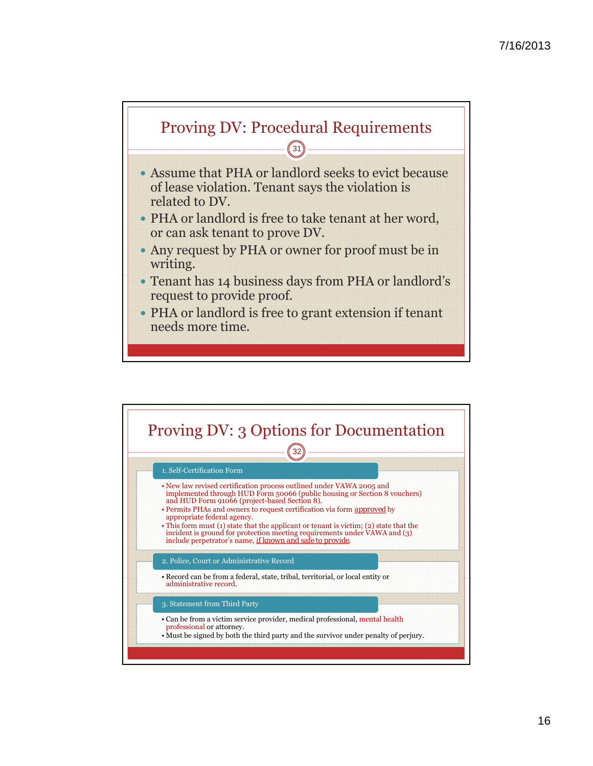## Proving DV: Procedural Requirements

31

- Assume that PHA or landlord seeks to evict because of lease violation. Tenant says the violation is related to DV.
- PHA or landlord is free to take tenant at her word, or can ask tenant to prove DV.
- Any request by PHA or owner for proof must be in writing.
- Tenant has 14 business days from PHA or landlord's request to provide proof.
- PHA or landlord is free to grant extension if tenant needs more time.

## Proving DV: 3 Options for Documentation

32

### 1. Self-Certification Form

- New law revised certification process outlined under VAWA 2005 and implemented through HUD Form 50066 (public housing or Section 8 vouchers) and HUD Form 91066 (project-based Section 8).
- Permits PHAs and owners to request certification via form approved by appropriate federal agency.
- This form must (1) state that the applicant or tenant is victim; (2) state that the incident is ground for protection meeting requirements under VAWA and (3) include perpetrator's name, if known and safe to provide.

### 2. Police, Court or Administrative Record

- Record can be from a federal, state, tribal, territorial, or local entity or administrative record.

### 3. Statement from Third Party

- Can be from a victim service provider, medical professional, mental health professional or attorney.
- Must be signed by both the third party and the survivor under penalty of perjury.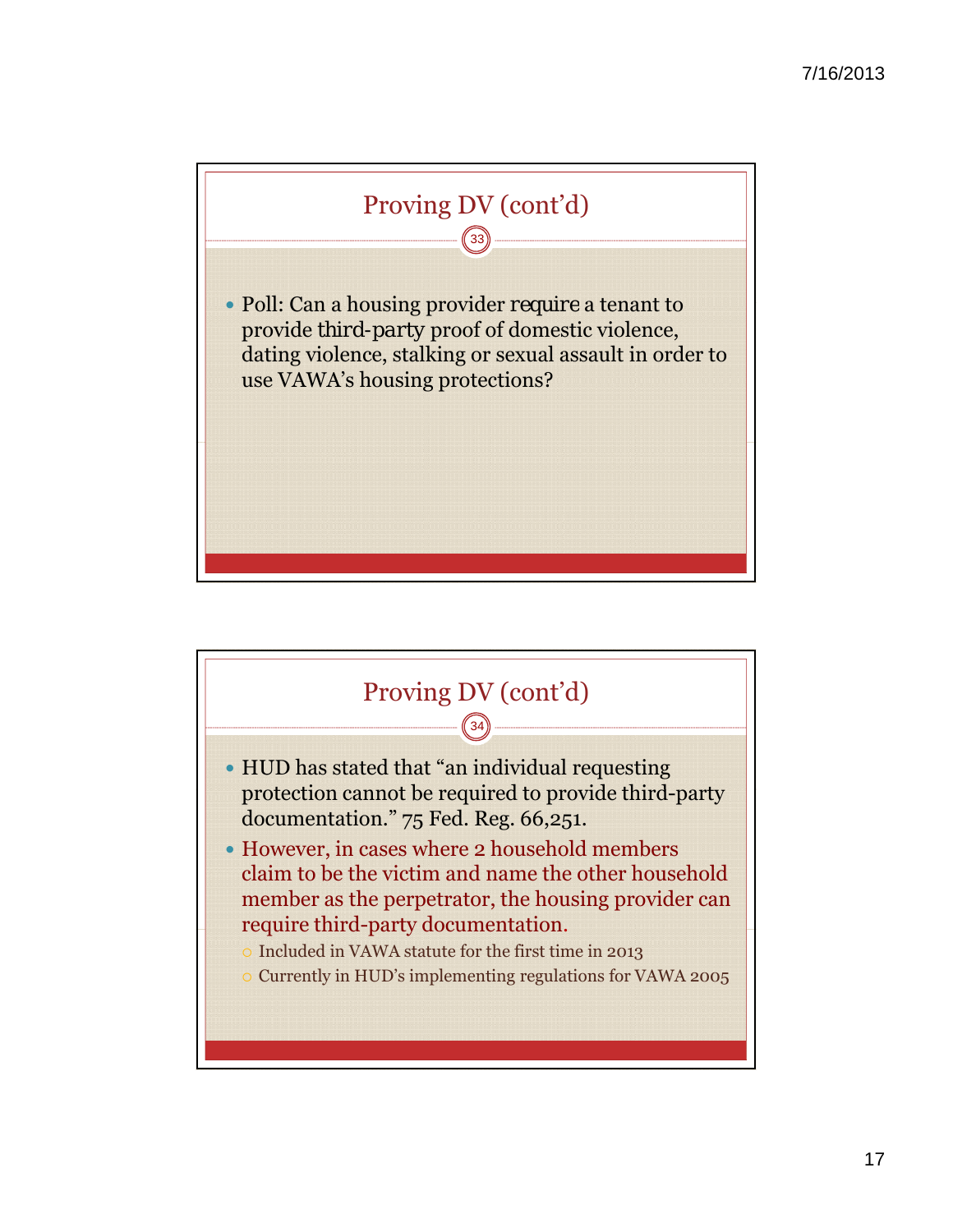## Proving DV (cont'd)

- Poll: Can a housing provider require a tenant to provide third-party proof of domestic violence, dating violence, stalking or sexual assault in order to use VAWA's housing protections?

## Proving DV (cont'd)

- HUD has stated that "an individual requesting protection cannot be required to provide third-party documentation." 75 Fed. Reg. 66,251.
- However, in cases where 2 household members claim to be the victim and name the other household member as the perpetrator, the housing provider can require third-party documentation.
  - Included in VAWA statute for the first time in 2013
  - Currently in HUD's implementing regulations for VAWA 2005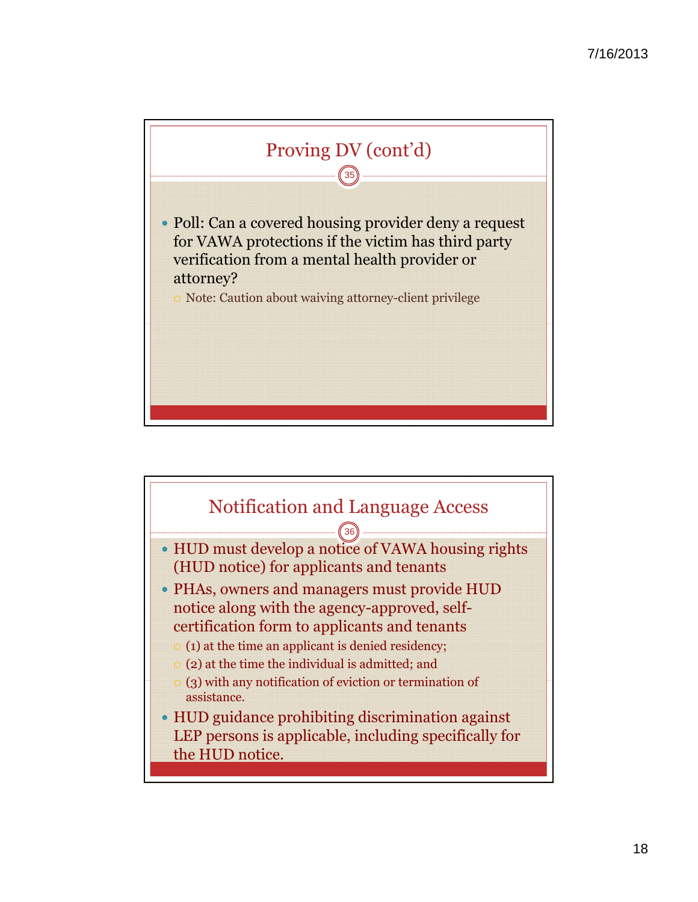## Proving DV (cont'd)

- Poll: Can a covered housing provider deny a request for VAWA protections if the victim has third party verification from a mental health provider or attorney?
  - Note: Caution about waiving attorney-client privilege

## Notification and Language Access

- HUD must develop a notice of VAWA housing rights (HUD notice) for applicants and tenants
- PHAs, owners and managers must provide HUD notice along with the agency-approved, self-certification form to applicants and tenants
  - (1) at the time an applicant is denied residency;
  - (2) at the time the individual is admitted; and
  - (3) with any notification of eviction or termination of assistance.
- HUD guidance prohibiting discrimination against LEP persons is applicable, including specifically for the HUD notice.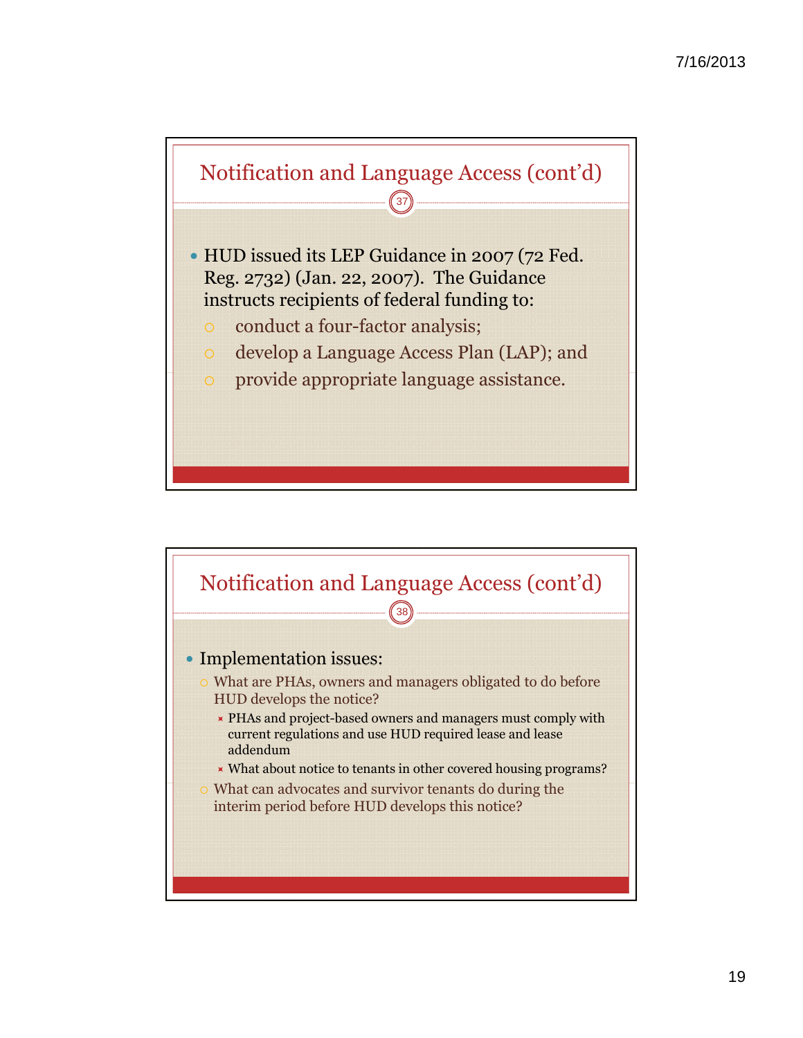## Notification and Language Access (cont'd)

- HUD issued its LEP Guidance in 2007 (72 Fed. Reg. 2732) (Jan. 22, 2007). The Guidance instructs recipients of federal funding to:
  - conduct a four-factor analysis;
  - develop a Language Access Plan (LAP); and
  - provide appropriate language assistance.

## Notification and Language Access (cont'd)

- Implementation issues:
  - What are PHAs, owners and managers obligated to do before HUD develops the notice?
    - PHAs and project-based owners and managers must comply with current regulations and use HUD required lease and lease addendum
    - What about notice to tenants in other covered housing programs?
  - What can advocates and survivor tenants do during the interim period before HUD develops this notice?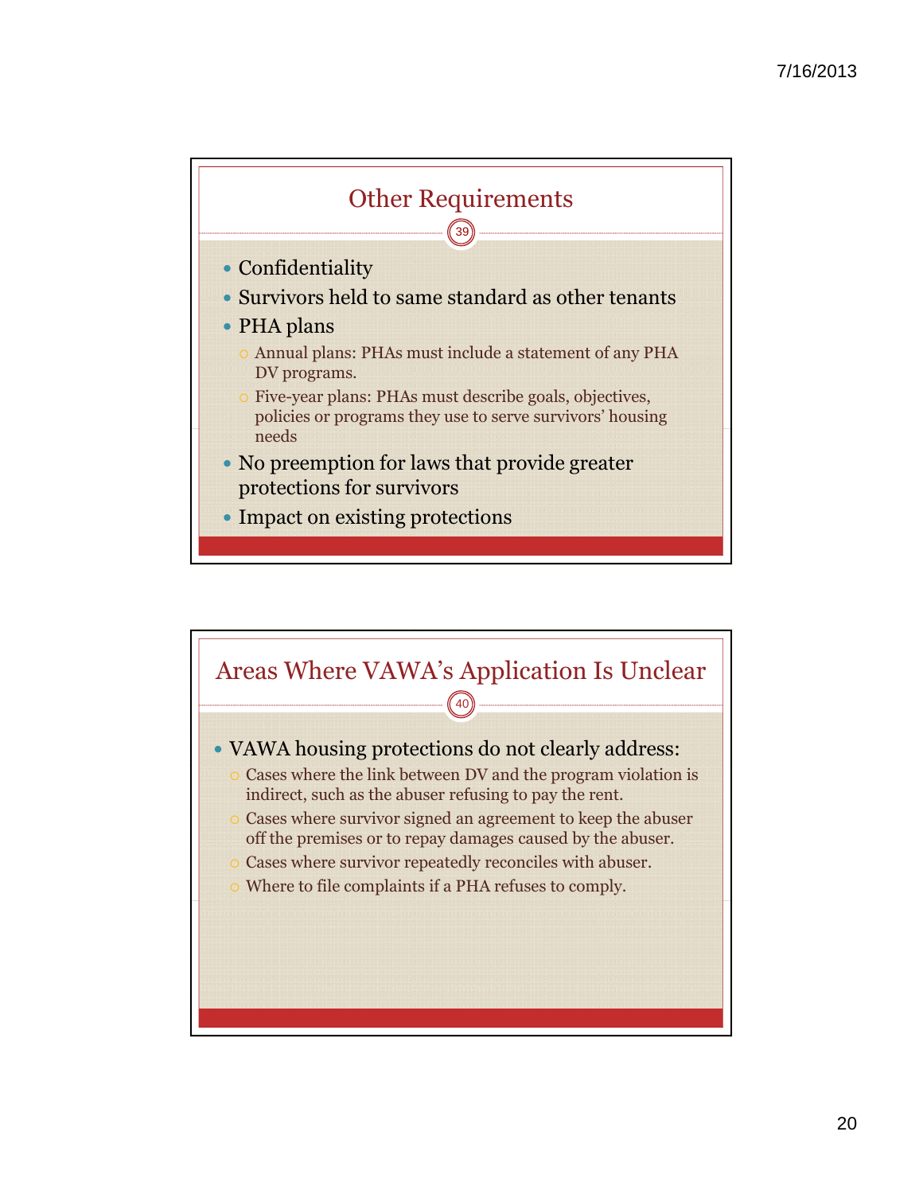## Other Requirements

- Confidentiality
- Survivors held to same standard as other tenants
- PHA plans
  - Annual plans: PHAs must include a statement of any PHA DV programs.
  - Five-year plans: PHAs must describe goals, objectives, policies or programs they use to serve survivors' housing needs
- No preemption for laws that provide greater protections for survivors
- Impact on existing protections

## Areas Where VAWA's Application Is Unclear

- VAWA housing protections do not clearly address:
  - Cases where the link between DV and the program violation is indirect, such as the abuser refusing to pay the rent.
  - Cases where survivor signed an agreement to keep the abuser off the premises or to repay damages caused by the abuser.
  - Cases where survivor repeatedly reconciles with abuser.
  - Where to file complaints if a PHA refuses to comply.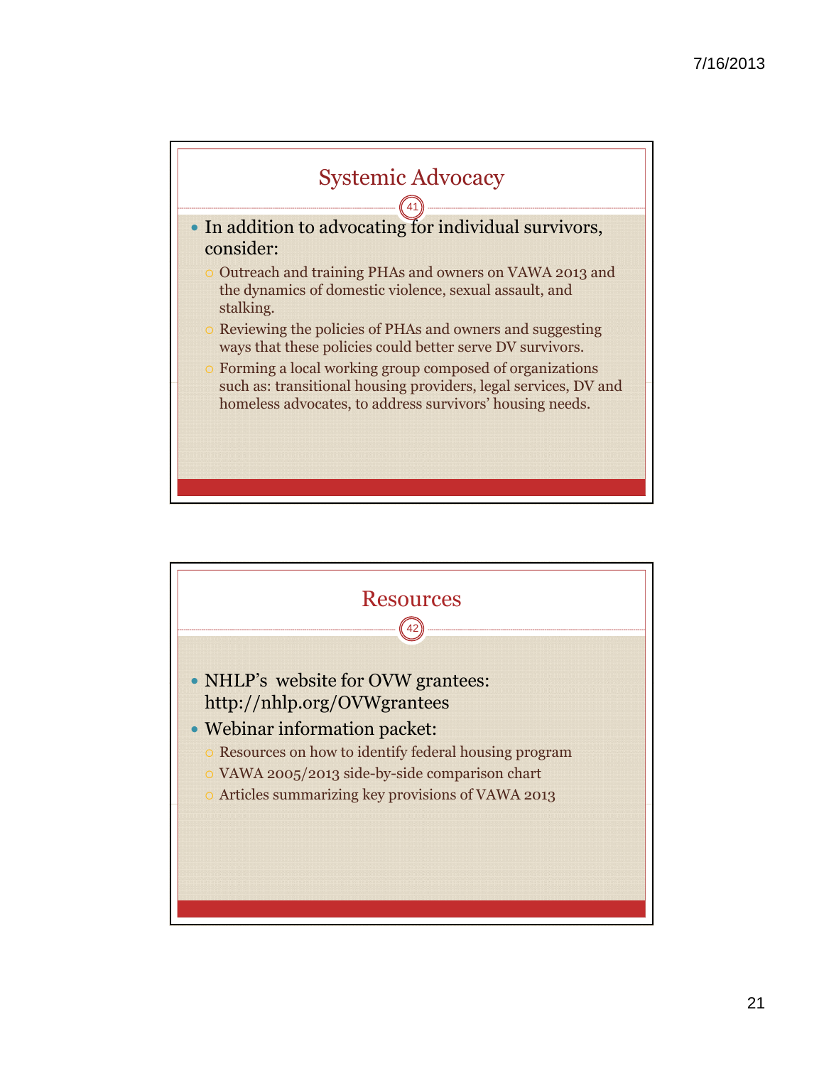## Systemic Advocacy

- In addition to advocating for individual survivors, consider:
  - Outreach and training PHAs and owners on VAWA 2013 and the dynamics of domestic violence, sexual assault, and stalking.
  - Reviewing the policies of PHAs and owners and suggesting ways that these policies could better serve DV survivors.
  - Forming a local working group composed of organizations such as: transitional housing providers, legal services, DV and homeless advocates, to address survivors' housing needs.

## Resources

- NHLP's website for OVW grantees: http://nhlp.org/OVWgrantees
- Webinar information packet:
  - Resources on how to identify federal housing program
  - VAWA 2005/2013 side-by-side comparison chart
  - Articles summarizing key provisions of VAWA 2013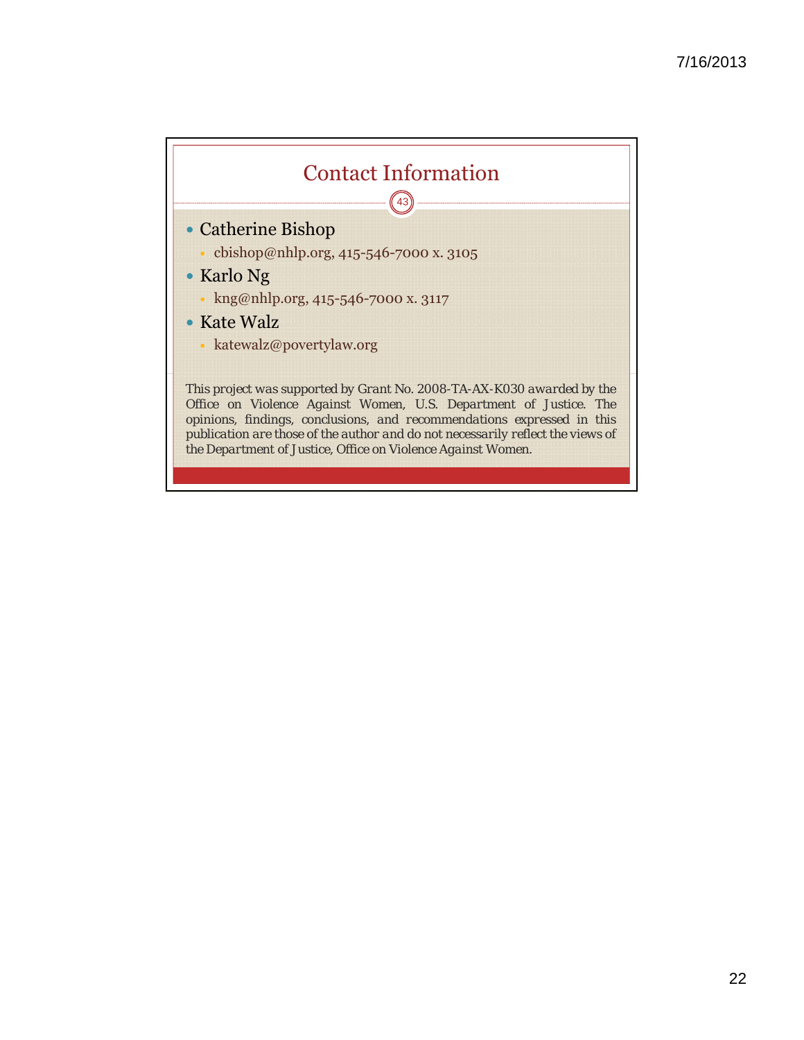## Contact Information

- Catherine Bishop
  - cbishop@nhlp.org, 415-546-7000 x. 3105
- Karlo Ng
  - kng@nhlp.org, 415-546-7000 x. 3117
- Kate Walz
  - katewalz@povertylaw.org

*This project was supported by Grant No. 2008-TA-AX-K030 awarded by the Office on Violence Against Women, U.S. Department of Justice. The opinions, findings, conclusions, and recommendations expressed in this publication are those of the author and do not necessarily reflect the views of the Department of Justice, Office on Violence Against Women.*